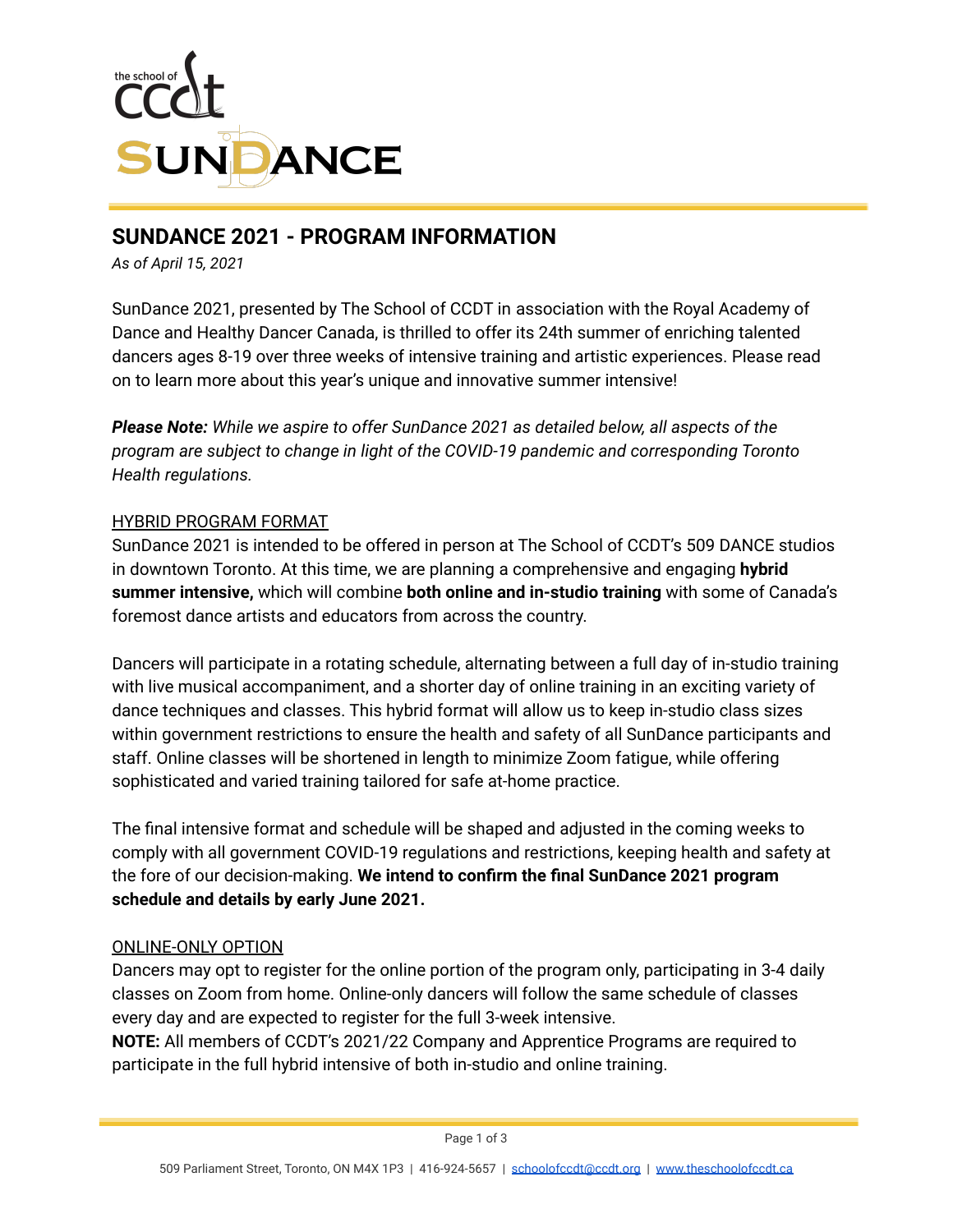# SUNDANCE 2021 - PROGRAM INFORMATION

*As of April 15, 2021*

SunDance 2021, presented by The School of CCDT in association with the Royal Academy of Dance and Healthy Dancer Canada, is thrilled to offer its 24th summer of enriching talented dancers ages 8-19 over three weeks of intensive training and artistic experiences. Please read on to learn more about this year's unique and innovative summer intensive!

***Please Note:*** *While we aspire to offer SunDance 2021 as detailed below, all aspects of the program are subject to change in light of the COVID-19 pandemic and corresponding Toronto Health regulations.*

## HYBRID PROGRAM FORMAT

SunDance 2021 is intended to be offered in person at The School of CCDT's 509 DANCE studios in downtown Toronto. At this time, we are planning a comprehensive and engaging **hybrid summer intensive,** which will combine **both online and in-studio training** with some of Canada's foremost dance artists and educators from across the country.

Dancers will participate in a rotating schedule, alternating between a full day of in-studio training with live musical accompaniment, and a shorter day of online training in an exciting variety of dance techniques and classes. This hybrid format will allow us to keep in-studio class sizes within government restrictions to ensure the health and safety of all SunDance participants and staff. Online classes will be shortened in length to minimize Zoom fatigue, while offering sophisticated and varied training tailored for safe at-home practice.

The final intensive format and schedule will be shaped and adjusted in the coming weeks to comply with all government COVID-19 regulations and restrictions, keeping health and safety at the fore of our decision-making. **We intend to confirm the final SunDance 2021 program schedule and details by early June 2021.**

## ONLINE-ONLY OPTION

Dancers may opt to register for the online portion of the program only, participating in 3-4 daily classes on Zoom from home. Online-only dancers will follow the same schedule of classes every day and are expected to register for the full 3-week intensive.

**NOTE:** All members of CCDT's 2021/22 Company and Apprentice Programs are required to participate in the full hybrid intensive of both in-studio and online training.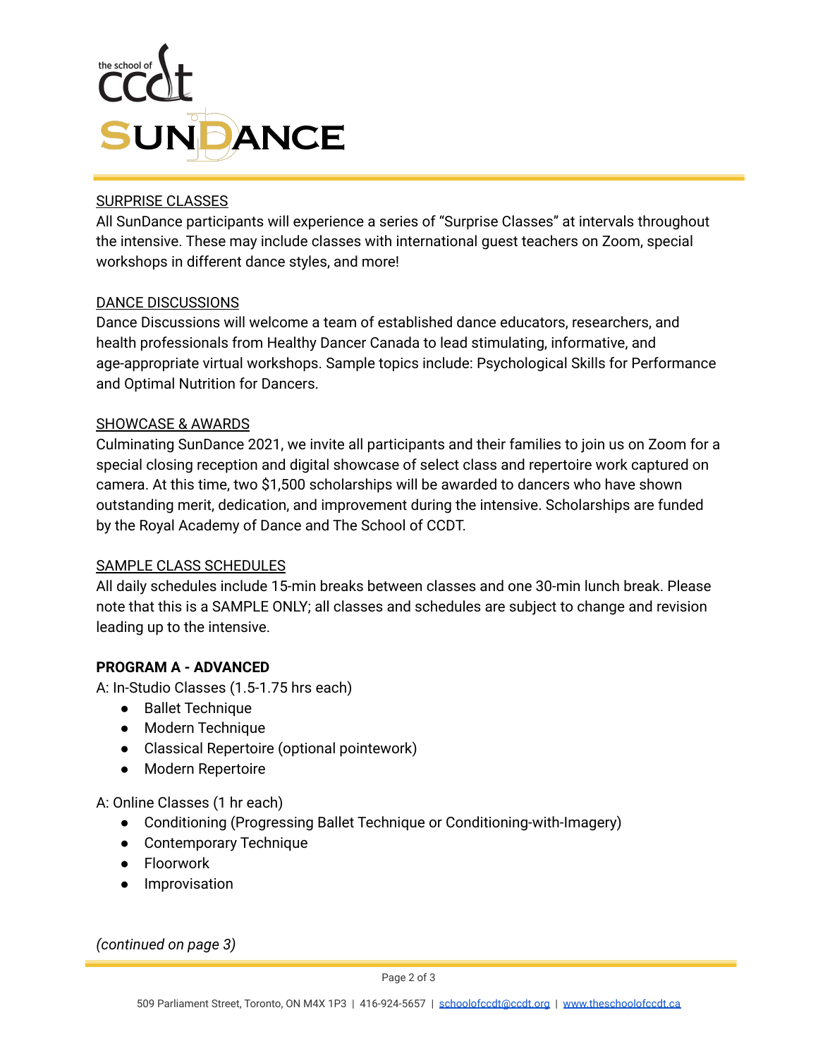## SURPRISE CLASSES

All SunDance participants will experience a series of "Surprise Classes" at intervals throughout the intensive. These may include classes with international guest teachers on Zoom, special workshops in different dance styles, and more!

## DANCE DISCUSSIONS

Dance Discussions will welcome a team of established dance educators, researchers, and health professionals from Healthy Dancer Canada to lead stimulating, informative, and age-appropriate virtual workshops. Sample topics include: Psychological Skills for Performance and Optimal Nutrition for Dancers.

## SHOWCASE & AWARDS

Culminating SunDance 2021, we invite all participants and their families to join us on Zoom for a special closing reception and digital showcase of select class and repertoire work captured on camera. At this time, two $1,500 scholarships will be awarded to dancers who have shown outstanding merit, dedication, and improvement during the intensive. Scholarships are funded by the Royal Academy of Dance and The School of CCDT.

## SAMPLE CLASS SCHEDULES

All daily schedules include 15-min breaks between classes and one 30-min lunch break. Please note that this is a SAMPLE ONLY; all classes and schedules are subject to change and revision leading up to the intensive.

### PROGRAM A - ADVANCED

A: In-Studio Classes (1.5-1.75 hrs each)

- Ballet Technique
- Modern Technique
- Classical Repertoire (optional pointework)
- Modern Repertoire

A: Online Classes (1 hr each)

- Conditioning (Progressing Ballet Technique or Conditioning-with-Imagery)
- Contemporary Technique
- Floorwork
- Improvisation

*(continued on page 3)*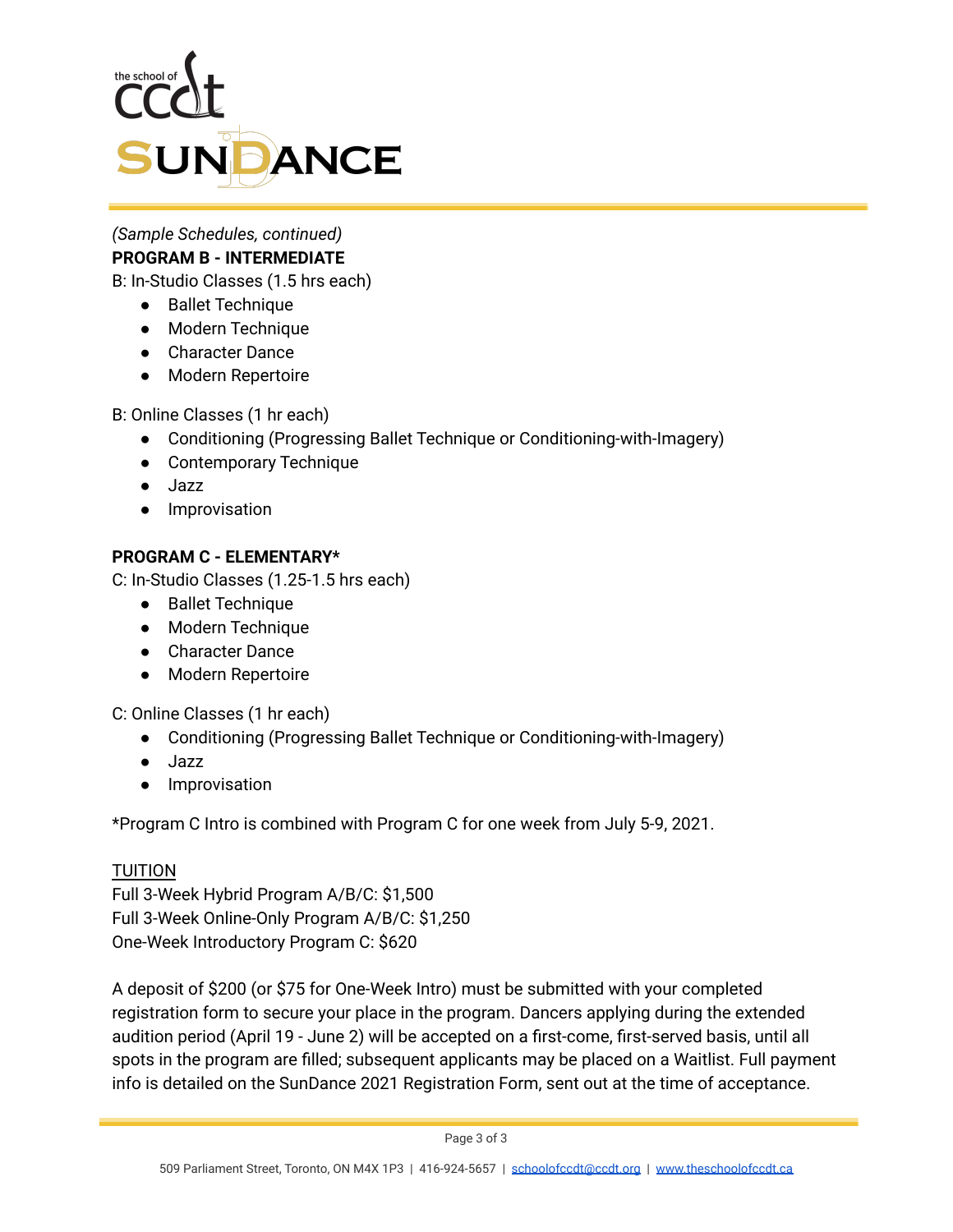*(Sample Schedules, continued)*

**PROGRAM B - INTERMEDIATE**

B: In-Studio Classes (1.5 hrs each)

- Ballet Technique
- Modern Technique
- Character Dance
- Modern Repertoire

B: Online Classes (1 hr each)

- Conditioning (Progressing Ballet Technique or Conditioning-with-Imagery)
- Contemporary Technique
- Jazz
- Improvisation

**PROGRAM C - ELEMENTARY***

C: In-Studio Classes (1.25-1.5 hrs each)

- Ballet Technique
- Modern Technique
- Character Dance
- Modern Repertoire

C: Online Classes (1 hr each)

- Conditioning (Progressing Ballet Technique or Conditioning-with-Imagery)
- Jazz
- Improvisation

*Program C Intro is combined with Program C for one week from July 5-9, 2021.

<u>TUITION</u>

Full 3-Week Hybrid Program A/B/C: $1,500
Full 3-Week Online-Only Program A/B/C: $1,250
One-Week Introductory Program C: $620

A deposit of $200 (or $75 for One-Week Intro) must be submitted with your completed registration form to secure your place in the program. Dancers applying during the extended audition period (April 19 - June 2) will be accepted on a first-come, first-served basis, until all spots in the program are filled; subsequent applicants may be placed on a Waitlist. Full payment info is detailed on the SunDance 2021 Registration Form, sent out at the time of acceptance.